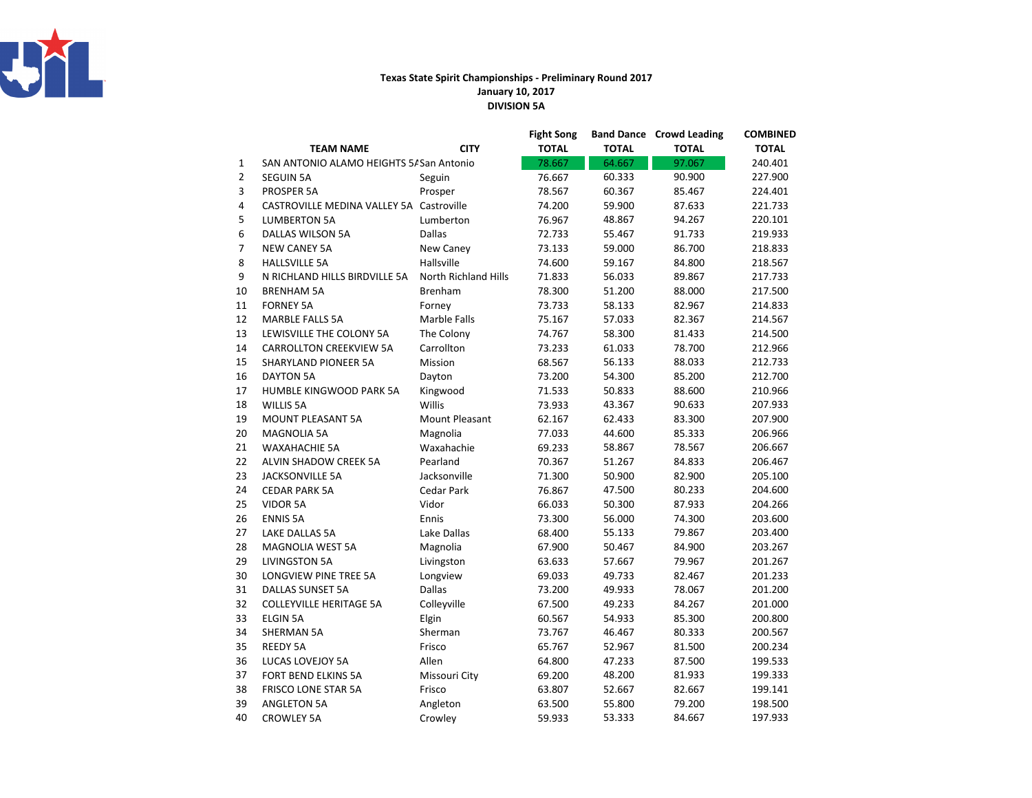**Texas State Spirit Championships - Preliminary Round 2017**
**January 10, 2017**
**DIVISION 5A**

| | TEAM NAME | CITY | Fight Song TOTAL | Band Dance TOTAL | Crowd Leading TOTAL | COMBINED TOTAL |
|---|---|---|---|---|---|---|
| 1 | SAN ANTONIO ALAMO HEIGHTS 5A | San Antonio | 78.667 | 64.667 | 97.067 | 240.401 |
| 2 | SEGUIN 5A | Seguin | 76.667 | 60.333 | 90.900 | 227.900 |
| 3 | PROSPER 5A | Prosper | 78.567 | 60.367 | 85.467 | 224.401 |
| 4 | CASTROVILLE MEDINA VALLEY 5A | Castroville | 74.200 | 59.900 | 87.633 | 221.733 |
| 5 | LUMBERTON 5A | Lumberton | 76.967 | 48.867 | 94.267 | 220.101 |
| 6 | DALLAS WILSON 5A | Dallas | 72.733 | 55.467 | 91.733 | 219.933 |
| 7 | NEW CANEY 5A | New Caney | 73.133 | 59.000 | 86.700 | 218.833 |
| 8 | HALLSVILLE 5A | Hallsville | 74.600 | 59.167 | 84.800 | 218.567 |
| 9 | N RICHLAND HILLS BIRDVILLE 5A | North Richland Hills | 71.833 | 56.033 | 89.867 | 217.733 |
| 10 | BRENHAM 5A | Brenham | 78.300 | 51.200 | 88.000 | 217.500 |
| 11 | FORNEY 5A | Forney | 73.733 | 58.133 | 82.967 | 214.833 |
| 12 | MARBLE FALLS 5A | Marble Falls | 75.167 | 57.033 | 82.367 | 214.567 |
| 13 | LEWISVILLE THE COLONY 5A | The Colony | 74.767 | 58.300 | 81.433 | 214.500 |
| 14 | CARROLLTON CREEKVIEW 5A | Carrollton | 73.233 | 61.033 | 78.700 | 212.966 |
| 15 | SHARYLAND PIONEER 5A | Mission | 68.567 | 56.133 | 88.033 | 212.733 |
| 16 | DAYTON 5A | Dayton | 73.200 | 54.300 | 85.200 | 212.700 |
| 17 | HUMBLE KINGWOOD PARK 5A | Kingwood | 71.533 | 50.833 | 88.600 | 210.966 |
| 18 | WILLIS 5A | Willis | 73.933 | 43.367 | 90.633 | 207.933 |
| 19 | MOUNT PLEASANT 5A | Mount Pleasant | 62.167 | 62.433 | 83.300 | 207.900 |
| 20 | MAGNOLIA 5A | Magnolia | 77.033 | 44.600 | 85.333 | 206.966 |
| 21 | WAXAHACHIE 5A | Waxahachie | 69.233 | 58.867 | 78.567 | 206.667 |
| 22 | ALVIN SHADOW CREEK 5A | Pearland | 70.367 | 51.267 | 84.833 | 206.467 |
| 23 | JACKSONVILLE 5A | Jacksonville | 71.300 | 50.900 | 82.900 | 205.100 |
| 24 | CEDAR PARK 5A | Cedar Park | 76.867 | 47.500 | 80.233 | 204.600 |
| 25 | VIDOR 5A | Vidor | 66.033 | 50.300 | 87.933 | 204.266 |
| 26 | ENNIS 5A | Ennis | 73.300 | 56.000 | 74.300 | 203.600 |
| 27 | LAKE DALLAS 5A | Lake Dallas | 68.400 | 55.133 | 79.867 | 203.400 |
| 28 | MAGNOLIA WEST 5A | Magnolia | 67.900 | 50.467 | 84.900 | 203.267 |
| 29 | LIVINGSTON 5A | Livingston | 63.633 | 57.667 | 79.967 | 201.267 |
| 30 | LONGVIEW PINE TREE 5A | Longview | 69.033 | 49.733 | 82.467 | 201.233 |
| 31 | DALLAS SUNSET 5A | Dallas | 73.200 | 49.933 | 78.067 | 201.200 |
| 32 | COLLEYVILLE HERITAGE 5A | Colleyville | 67.500 | 49.233 | 84.267 | 201.000 |
| 33 | ELGIN 5A | Elgin | 60.567 | 54.933 | 85.300 | 200.800 |
| 34 | SHERMAN 5A | Sherman | 73.767 | 46.467 | 80.333 | 200.567 |
| 35 | REEDY 5A | Frisco | 65.767 | 52.967 | 81.500 | 200.234 |
| 36 | LUCAS LOVEJOY 5A | Allen | 64.800 | 47.233 | 87.500 | 199.533 |
| 37 | FORT BEND ELKINS 5A | Missouri City | 69.200 | 48.200 | 81.933 | 199.333 |
| 38 | FRISCO LONE STAR 5A | Frisco | 63.807 | 52.667 | 82.667 | 199.141 |
| 39 | ANGLETON 5A | Angleton | 63.500 | 55.800 | 79.200 | 198.500 |
| 40 | CROWLEY 5A | Crowley | 59.933 | 53.333 | 84.667 | 197.933 |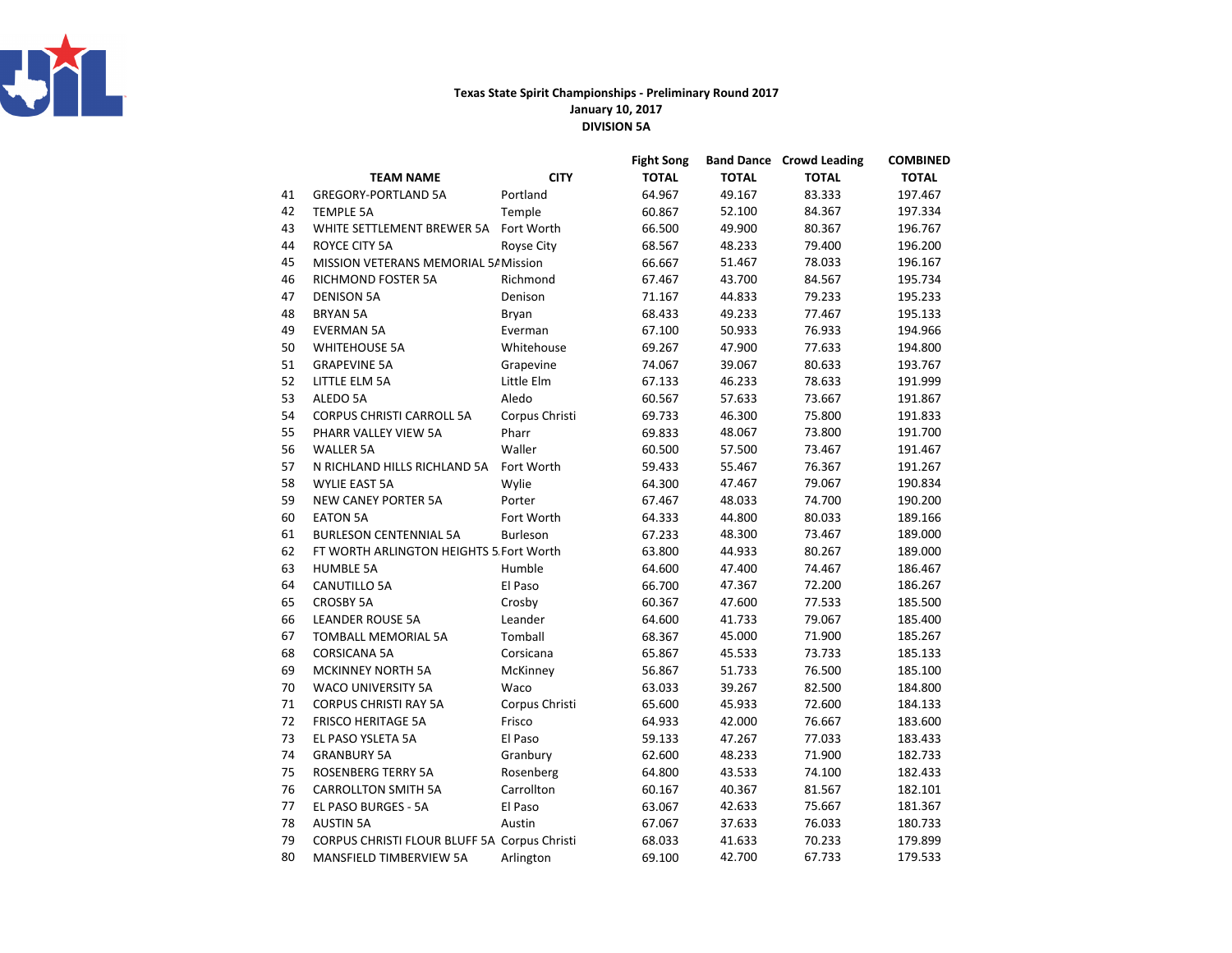**Texas State Spirit Championships - Preliminary Round 2017**
**January 10, 2017**
**DIVISION 5A**

| | TEAM NAME | CITY | Fight Song TOTAL | Band Dance TOTAL | Crowd Leading TOTAL | COMBINED TOTAL |
|---|---|---|---|---|---|---|
| 41 | GREGORY-PORTLAND 5A | Portland | 64.967 | 49.167 | 83.333 | 197.467 |
| 42 | TEMPLE 5A | Temple | 60.867 | 52.100 | 84.367 | 197.334 |
| 43 | WHITE SETTLEMENT BREWER 5A | Fort Worth | 66.500 | 49.900 | 80.367 | 196.767 |
| 44 | ROYCE CITY 5A | Royse City | 68.567 | 48.233 | 79.400 | 196.200 |
| 45 | MISSION VETERANS MEMORIAL 5A | Mission | 66.667 | 51.467 | 78.033 | 196.167 |
| 46 | RICHMOND FOSTER 5A | Richmond | 67.467 | 43.700 | 84.567 | 195.734 |
| 47 | DENISON 5A | Denison | 71.167 | 44.833 | 79.233 | 195.233 |
| 48 | BRYAN 5A | Bryan | 68.433 | 49.233 | 77.467 | 195.133 |
| 49 | EVERMAN 5A | Everman | 67.100 | 50.933 | 76.933 | 194.966 |
| 50 | WHITEHOUSE 5A | Whitehouse | 69.267 | 47.900 | 77.633 | 194.800 |
| 51 | GRAPEVINE 5A | Grapevine | 74.067 | 39.067 | 80.633 | 193.767 |
| 52 | LITTLE ELM 5A | Little Elm | 67.133 | 46.233 | 78.633 | 191.999 |
| 53 | ALEDO 5A | Aledo | 60.567 | 57.633 | 73.667 | 191.867 |
| 54 | CORPUS CHRISTI CARROLL 5A | Corpus Christi | 69.733 | 46.300 | 75.800 | 191.833 |
| 55 | PHARR VALLEY VIEW 5A | Pharr | 69.833 | 48.067 | 73.800 | 191.700 |
| 56 | WALLER 5A | Waller | 60.500 | 57.500 | 73.467 | 191.467 |
| 57 | N RICHLAND HILLS RICHLAND 5A | Fort Worth | 59.433 | 55.467 | 76.367 | 191.267 |
| 58 | WYLIE EAST 5A | Wylie | 64.300 | 47.467 | 79.067 | 190.834 |
| 59 | NEW CANEY PORTER 5A | Porter | 67.467 | 48.033 | 74.700 | 190.200 |
| 60 | EATON 5A | Fort Worth | 64.333 | 44.800 | 80.033 | 189.166 |
| 61 | BURLESON CENTENNIAL 5A | Burleson | 67.233 | 48.300 | 73.467 | 189.000 |
| 62 | FT WORTH ARLINGTON HEIGHTS 5 | Fort Worth | 63.800 | 44.933 | 80.267 | 189.000 |
| 63 | HUMBLE 5A | Humble | 64.600 | 47.400 | 74.467 | 186.467 |
| 64 | CANUTILLO 5A | El Paso | 66.700 | 47.367 | 72.200 | 186.267 |
| 65 | CROSBY 5A | Crosby | 60.367 | 47.600 | 77.533 | 185.500 |
| 66 | LEANDER ROUSE 5A | Leander | 64.600 | 41.733 | 79.067 | 185.400 |
| 67 | TOMBALL MEMORIAL 5A | Tomball | 68.367 | 45.000 | 71.900 | 185.267 |
| 68 | CORSICANA 5A | Corsicana | 65.867 | 45.533 | 73.733 | 185.133 |
| 69 | MCKINNEY NORTH 5A | McKinney | 56.867 | 51.733 | 76.500 | 185.100 |
| 70 | WACO UNIVERSITY 5A | Waco | 63.033 | 39.267 | 82.500 | 184.800 |
| 71 | CORPUS CHRISTI RAY 5A | Corpus Christi | 65.600 | 45.933 | 72.600 | 184.133 |
| 72 | FRISCO HERITAGE 5A | Frisco | 64.933 | 42.000 | 76.667 | 183.600 |
| 73 | EL PASO YSLETA 5A | El Paso | 59.133 | 47.267 | 77.033 | 183.433 |
| 74 | GRANBURY 5A | Granbury | 62.600 | 48.233 | 71.900 | 182.733 |
| 75 | ROSENBERG TERRY 5A | Rosenberg | 64.800 | 43.533 | 74.100 | 182.433 |
| 76 | CARROLLTON SMITH 5A | Carrollton | 60.167 | 40.367 | 81.567 | 182.101 |
| 77 | EL PASO BURGES - 5A | El Paso | 63.067 | 42.633 | 75.667 | 181.367 |
| 78 | AUSTIN 5A | Austin | 67.067 | 37.633 | 76.033 | 180.733 |
| 79 | CORPUS CHRISTI FLOUR BLUFF 5A | Corpus Christi | 68.033 | 41.633 | 70.233 | 179.899 |
| 80 | MANSFIELD TIMBERVIEW 5A | Arlington | 69.100 | 42.700 | 67.733 | 179.533 |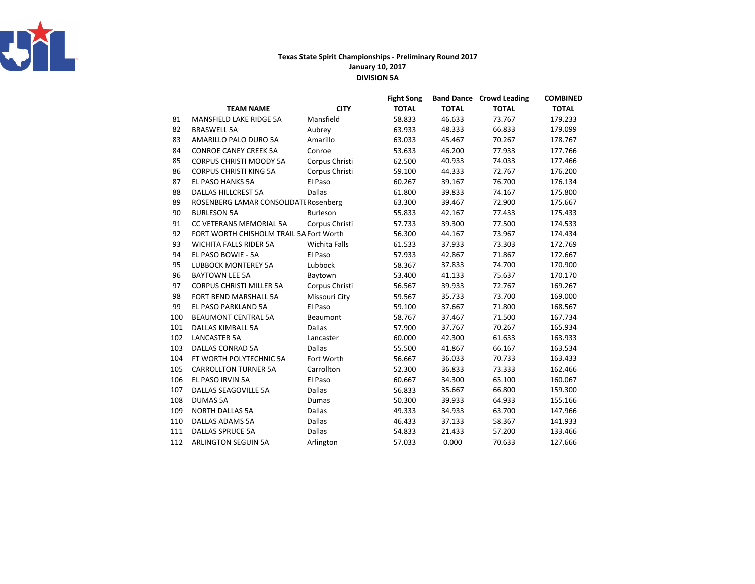**Texas State Spirit Championships - Preliminary Round 2017**
**January 10, 2017**
**DIVISION 5A**

| | TEAM NAME | CITY | Fight Song TOTAL | Band Dance TOTAL | Crowd Leading TOTAL | COMBINED TOTAL |
|---|---|---|---|---|---|---|
| 81 | MANSFIELD LAKE RIDGE 5A | Mansfield | 58.833 | 46.633 | 73.767 | 179.233 |
| 82 | BRASWELL 5A | Aubrey | 63.933 | 48.333 | 66.833 | 179.099 |
| 83 | AMARILLO PALO DURO 5A | Amarillo | 63.033 | 45.467 | 70.267 | 178.767 |
| 84 | CONROE CANEY CREEK 5A | Conroe | 53.633 | 46.200 | 77.933 | 177.766 |
| 85 | CORPUS CHRISTI MOODY 5A | Corpus Christi | 62.500 | 40.933 | 74.033 | 177.466 |
| 86 | CORPUS CHRISTI KING 5A | Corpus Christi | 59.100 | 44.333 | 72.767 | 176.200 |
| 87 | EL PASO HANKS 5A | El Paso | 60.267 | 39.167 | 76.700 | 176.134 |
| 88 | DALLAS HILLCREST 5A | Dallas | 61.800 | 39.833 | 74.167 | 175.800 |
| 89 | ROSENBERG LAMAR CONSOLIDATE | Rosenberg | 63.300 | 39.467 | 72.900 | 175.667 |
| 90 | BURLESON 5A | Burleson | 55.833 | 42.167 | 77.433 | 175.433 |
| 91 | CC VETERANS MEMORIAL 5A | Corpus Christi | 57.733 | 39.300 | 77.500 | 174.533 |
| 92 | FORT WORTH CHISHOLM TRAIL 5A | Fort Worth | 56.300 | 44.167 | 73.967 | 174.434 |
| 93 | WICHITA FALLS RIDER 5A | Wichita Falls | 61.533 | 37.933 | 73.303 | 172.769 |
| 94 | EL PASO BOWIE - 5A | El Paso | 57.933 | 42.867 | 71.867 | 172.667 |
| 95 | LUBBOCK MONTEREY 5A | Lubbock | 58.367 | 37.833 | 74.700 | 170.900 |
| 96 | BAYTOWN LEE 5A | Baytown | 53.400 | 41.133 | 75.637 | 170.170 |
| 97 | CORPUS CHRISTI MILLER 5A | Corpus Christi | 56.567 | 39.933 | 72.767 | 169.267 |
| 98 | FORT BEND MARSHALL 5A | Missouri City | 59.567 | 35.733 | 73.700 | 169.000 |
| 99 | EL PASO PARKLAND 5A | El Paso | 59.100 | 37.667 | 71.800 | 168.567 |
| 100 | BEAUMONT CENTRAL 5A | Beaumont | 58.767 | 37.467 | 71.500 | 167.734 |
| 101 | DALLAS KIMBALL 5A | Dallas | 57.900 | 37.767 | 70.267 | 165.934 |
| 102 | LANCASTER 5A | Lancaster | 60.000 | 42.300 | 61.633 | 163.933 |
| 103 | DALLAS CONRAD 5A | Dallas | 55.500 | 41.867 | 66.167 | 163.534 |
| 104 | FT WORTH POLYTECHNIC 5A | Fort Worth | 56.667 | 36.033 | 70.733 | 163.433 |
| 105 | CARROLLTON TURNER 5A | Carrollton | 52.300 | 36.833 | 73.333 | 162.466 |
| 106 | EL PASO IRVIN 5A | El Paso | 60.667 | 34.300 | 65.100 | 160.067 |
| 107 | DALLAS SEAGOVILLE 5A | Dallas | 56.833 | 35.667 | 66.800 | 159.300 |
| 108 | DUMAS 5A | Dumas | 50.300 | 39.933 | 64.933 | 155.166 |
| 109 | NORTH DALLAS 5A | Dallas | 49.333 | 34.933 | 63.700 | 147.966 |
| 110 | DALLAS ADAMS 5A | Dallas | 46.433 | 37.133 | 58.367 | 141.933 |
| 111 | DALLAS SPRUCE 5A | Dallas | 54.833 | 21.433 | 57.200 | 133.466 |
| 112 | ARLINGTON SEGUIN 5A | Arlington | 57.033 | 0.000 | 70.633 | 127.666 |